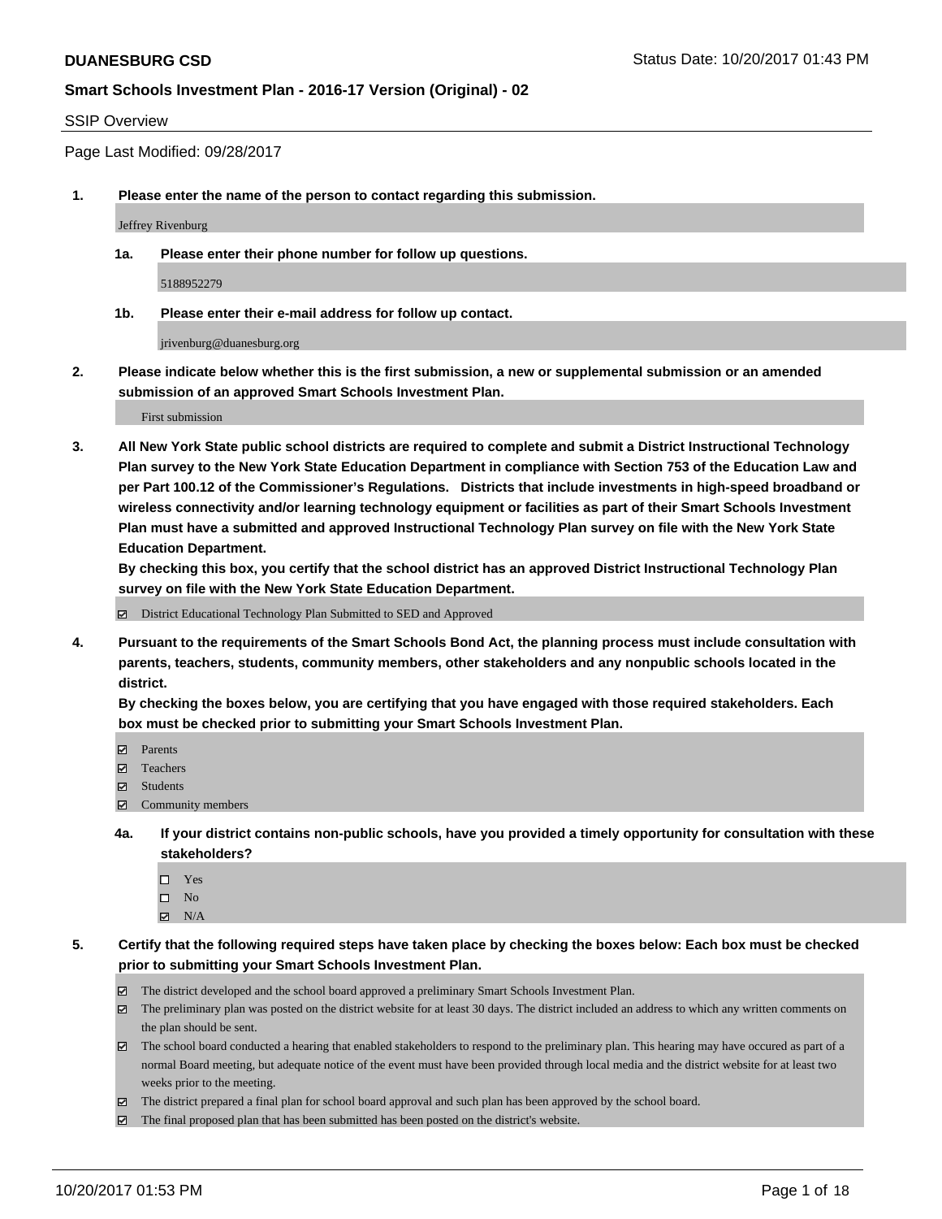**DUANESBURG CSD** Status Date: 10/20/2017 01:43 PM

**Smart Schools Investment Plan - 2016-17 Version (Original) - 02**

SSIP Overview

Page Last Modified: 09/28/2017

**1. Please enter the name of the person to contact regarding this submission.**

Jeffrey Rivenburg

**1a. Please enter their phone number for follow up questions.**

5188952279

**1b. Please enter their e-mail address for follow up contact.**

jrivenburg@duanesburg.org

**2. Please indicate below whether this is the first submission, a new or supplemental submission or an amended submission of an approved Smart Schools Investment Plan.**

First submission

**3. All New York State public school districts are required to complete and submit a District Instructional Technology Plan survey to the New York State Education Department in compliance with Section 753 of the Education Law and per Part 100.12 of the Commissioner's Regulations. Districts that include investments in high-speed broadband or wireless connectivity and/or learning technology equipment or facilities as part of their Smart Schools Investment Plan must have a submitted and approved Instructional Technology Plan survey on file with the New York State Education Department.**
**By checking this box, you certify that the school district has an approved District Instructional Technology Plan survey on file with the New York State Education Department.**

☑ District Educational Technology Plan Submitted to SED and Approved

**4. Pursuant to the requirements of the Smart Schools Bond Act, the planning process must include consultation with parents, teachers, students, community members, other stakeholders and any nonpublic schools located in the district.**
**By checking the boxes below, you are certifying that you have engaged with those required stakeholders. Each box must be checked prior to submitting your Smart Schools Investment Plan.**

☑ Parents
☑ Teachers
☑ Students
☑ Community members

**4a. If your district contains non-public schools, have you provided a timely opportunity for consultation with these stakeholders?**

☐ Yes
☐ No
☑ N/A

**5. Certify that the following required steps have taken place by checking the boxes below: Each box must be checked prior to submitting your Smart Schools Investment Plan.**

☑ The district developed and the school board approved a preliminary Smart Schools Investment Plan.
☑ The preliminary plan was posted on the district website for at least 30 days. The district included an address to which any written comments on the plan should be sent.
☑ The school board conducted a hearing that enabled stakeholders to respond to the preliminary plan. This hearing may have occured as part of a normal Board meeting, but adequate notice of the event must have been provided through local media and the district website for at least two weeks prior to the meeting.
☑ The district prepared a final plan for school board approval and such plan has been approved by the school board.
☑ The final proposed plan that has been submitted has been posted on the district's website.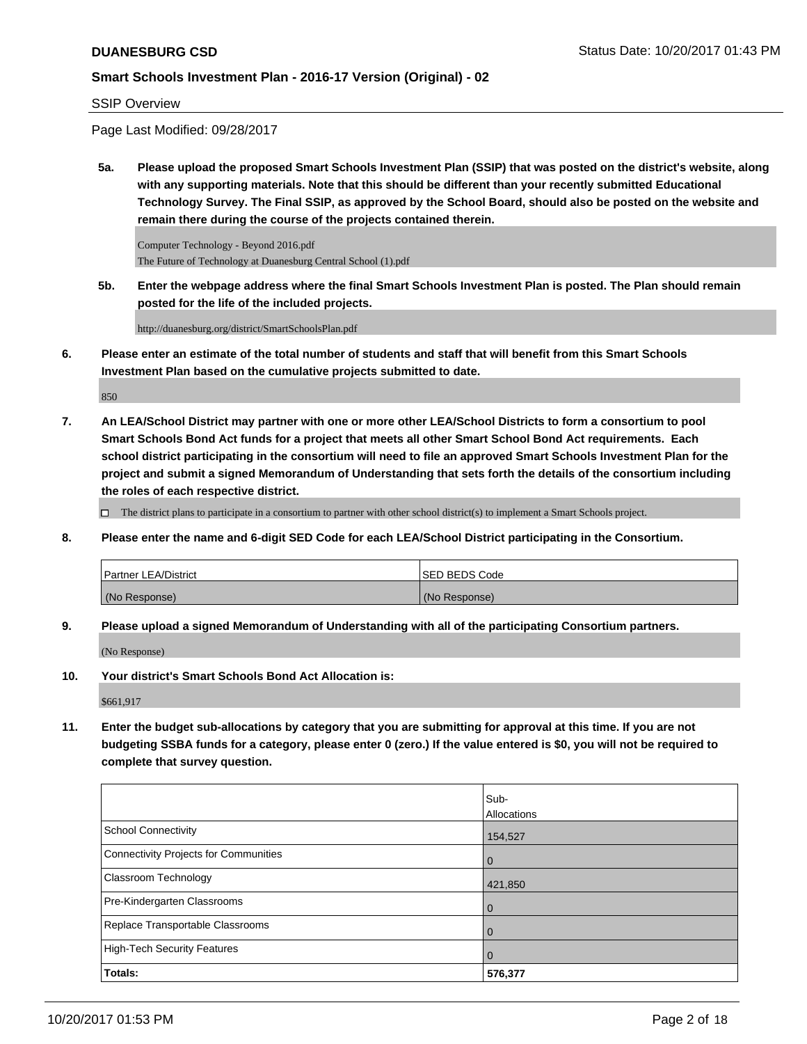## SSIP Overview

Page Last Modified: 09/28/2017

**5a. Please upload the proposed Smart Schools Investment Plan (SSIP) that was posted on the district's website, along with any supporting materials. Note that this should be different than your recently submitted Educational Technology Survey. The Final SSIP, as approved by the School Board, should also be posted on the website and remain there during the course of the projects contained therein.**

Computer Technology - Beyond 2016.pdf
The Future of Technology at Duanesburg Central School (1).pdf

**5b. Enter the webpage address where the final Smart Schools Investment Plan is posted. The Plan should remain posted for the life of the included projects.**

http://duanesburg.org/district/SmartSchoolsPlan.pdf

**6. Please enter an estimate of the total number of students and staff that will benefit from this Smart Schools Investment Plan based on the cumulative projects submitted to date.**

850

**7. An LEA/School District may partner with one or more other LEA/School Districts to form a consortium to pool Smart Schools Bond Act funds for a project that meets all other Smart School Bond Act requirements. Each school district participating in the consortium will need to file an approved Smart Schools Investment Plan for the project and submit a signed Memorandum of Understanding that sets forth the details of the consortium including the roles of each respective district.**

☐ The district plans to participate in a consortium to partner with other school district(s) to implement a Smart Schools project.

**8. Please enter the name and 6-digit SED Code for each LEA/School District participating in the Consortium.**

| Partner LEA/District | SED BEDS Code |
|---|---|
| (No Response) | (No Response) |

**9. Please upload a signed Memorandum of Understanding with all of the participating Consortium partners.**

(No Response)

**10. Your district's Smart Schools Bond Act Allocation is:**

$661,917

**11. Enter the budget sub-allocations by category that you are submitting for approval at this time. If you are not budgeting SSBA funds for a category, please enter 0 (zero.) If the value entered is $0, you will not be required to complete that survey question.**

| | Sub-Allocations |
|---|---|
| School Connectivity | 154,527 |
| Connectivity Projects for Communities | 0 |
| Classroom Technology | 421,850 |
| Pre-Kindergarten Classrooms | 0 |
| Replace Transportable Classrooms | 0 |
| High-Tech Security Features | 0 |
| **Totals:** | **576,377** |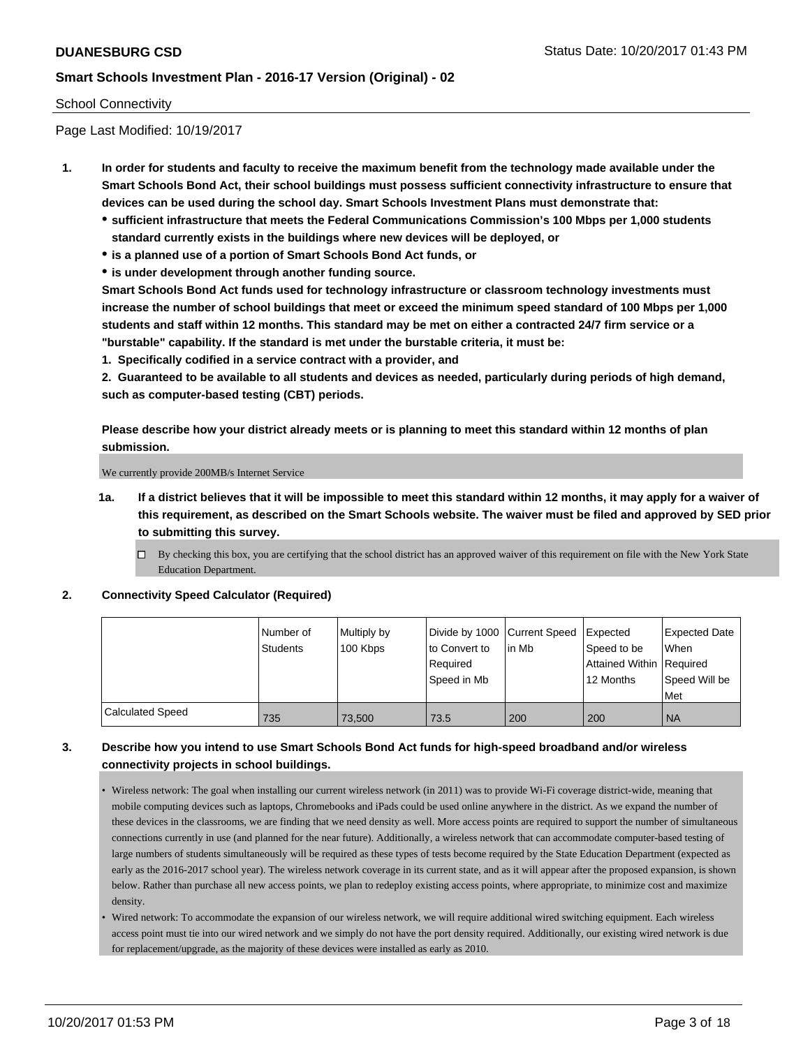School Connectivity

Page Last Modified: 10/19/2017

1. **In order for students and faculty to receive the maximum benefit from the technology made available under the Smart Schools Bond Act, their school buildings must possess sufficient connectivity infrastructure to ensure that devices can be used during the school day. Smart Schools Investment Plans must demonstrate that:**
   - **sufficient infrastructure that meets the Federal Communications Commission's 100 Mbps per 1,000 students standard currently exists in the buildings where new devices will be deployed, or**
   - **is a planned use of a portion of Smart Schools Bond Act funds, or**
   - **is under development through another funding source.**

   **Smart Schools Bond Act funds used for technology infrastructure or classroom technology investments must increase the number of school buildings that meet or exceed the minimum speed standard of 100 Mbps per 1,000 students and staff within 12 months. This standard may be met on either a contracted 24/7 firm service or a "burstable" capability. If the standard is met under the burstable criteria, it must be:**

   **1. Specifically codified in a service contract with a provider, and**

   **2. Guaranteed to be available to all students and devices as needed, particularly during periods of high demand, such as computer-based testing (CBT) periods.**

   **Please describe how your district already meets or is planning to meet this standard within 12 months of plan submission.**

   We currently provide 200MB/s Internet Service

   **1a. If a district believes that it will be impossible to meet this standard within 12 months, it may apply for a waiver of this requirement, as described on the Smart Schools website. The waiver must be filed and approved by SED prior to submitting this survey.**

   ☐ By checking this box, you are certifying that the school district has an approved waiver of this requirement on file with the New York State Education Department.

2. **Connectivity Speed Calculator (Required)**

| | Number of Students | Multiply by 100 Kbps | Divide by 1000 to Convert to Required Speed in Mb | Current Speed in Mb | Expected Speed to be Attained Within 12 Months | Expected Date When Required Speed Will be Met |
|---|---|---|---|---|---|---|
| Calculated Speed | 735 | 73,500 | 73.5 | 200 | 200 | NA |

3. **Describe how you intend to use Smart Schools Bond Act funds for high-speed broadband and/or wireless connectivity projects in school buildings.**

   - Wireless network: The goal when installing our current wireless network (in 2011) was to provide Wi-Fi coverage district-wide, meaning that mobile computing devices such as laptops, Chromebooks and iPads could be used online anywhere in the district. As we expand the number of these devices in the classrooms, we are finding that we need density as well. More access points are required to support the number of simultaneous connections currently in use (and planned for the near future). Additionally, a wireless network that can accommodate computer-based testing of large numbers of students simultaneously will be required as these types of tests become required by the State Education Department (expected as early as the 2016-2017 school year). The wireless network coverage in its current state, and as it will appear after the proposed expansion, is shown below. Rather than purchase all new access points, we plan to redeploy existing access points, where appropriate, to minimize cost and maximize density.
   - Wired network: To accommodate the expansion of our wireless network, we will require additional wired switching equipment. Each wireless access point must tie into our wired network and we simply do not have the port density required. Additionally, our existing wired network is due for replacement/upgrade, as the majority of these devices were installed as early as 2010.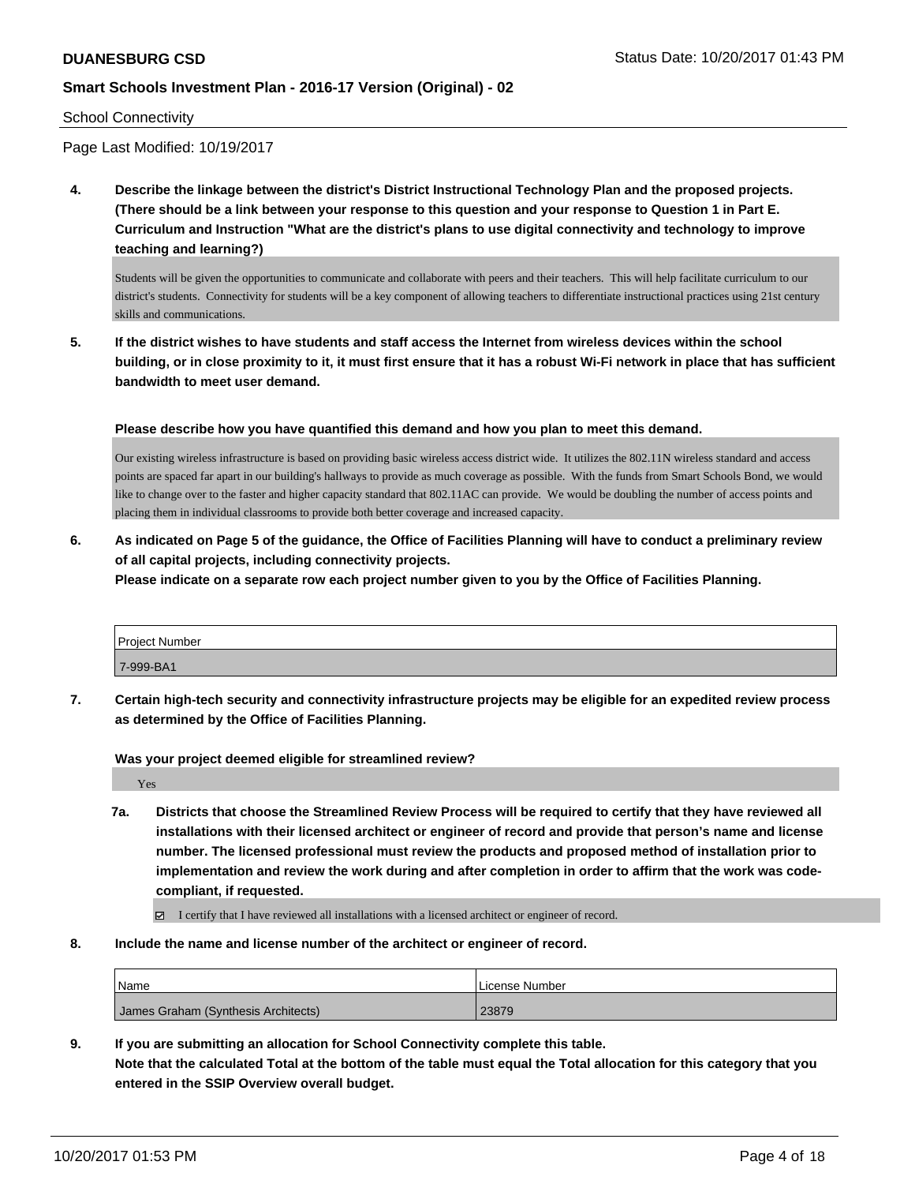School Connectivity

Page Last Modified: 10/19/2017

**4. Describe the linkage between the district's District Instructional Technology Plan and the proposed projects. (There should be a link between your response to this question and your response to Question 1 in Part E. Curriculum and Instruction "What are the district's plans to use digital connectivity and technology to improve teaching and learning?)**

Students will be given the opportunities to communicate and collaborate with peers and their teachers. This will help facilitate curriculum to our district's students. Connectivity for students will be a key component of allowing teachers to differentiate instructional practices using 21st century skills and communications.

**5. If the district wishes to have students and staff access the Internet from wireless devices within the school building, or in close proximity to it, it must first ensure that it has a robust Wi-Fi network in place that has sufficient bandwidth to meet user demand.**

**Please describe how you have quantified this demand and how you plan to meet this demand.**

Our existing wireless infrastructure is based on providing basic wireless access district wide. It utilizes the 802.11N wireless standard and access points are spaced far apart in our building's hallways to provide as much coverage as possible. With the funds from Smart Schools Bond, we would like to change over to the faster and higher capacity standard that 802.11AC can provide. We would be doubling the number of access points and placing them in individual classrooms to provide both better coverage and increased capacity.

**6. As indicated on Page 5 of the guidance, the Office of Facilities Planning will have to conduct a preliminary review of all capital projects, including connectivity projects.**
**Please indicate on a separate row each project number given to you by the Office of Facilities Planning.**

| Project Number |
| --- |
| 7-999-BA1 |

**7. Certain high-tech security and connectivity infrastructure projects may be eligible for an expedited review process as determined by the Office of Facilities Planning.**

**Was your project deemed eligible for streamlined review?**

Yes

**7a. Districts that choose the Streamlined Review Process will be required to certify that they have reviewed all installations with their licensed architect or engineer of record and provide that person's name and license number. The licensed professional must review the products and proposed method of installation prior to implementation and review the work during and after completion in order to affirm that the work was code-compliant, if requested.**

☑ I certify that I have reviewed all installations with a licensed architect or engineer of record.

**8. Include the name and license number of the architect or engineer of record.**

| Name | License Number |
| --- | --- |
| James Graham (Synthesis Architects) | 23879 |

**9. If you are submitting an allocation for School Connectivity complete this table.**
**Note that the calculated Total at the bottom of the table must equal the Total allocation for this category that you entered in the SSIP Overview overall budget.**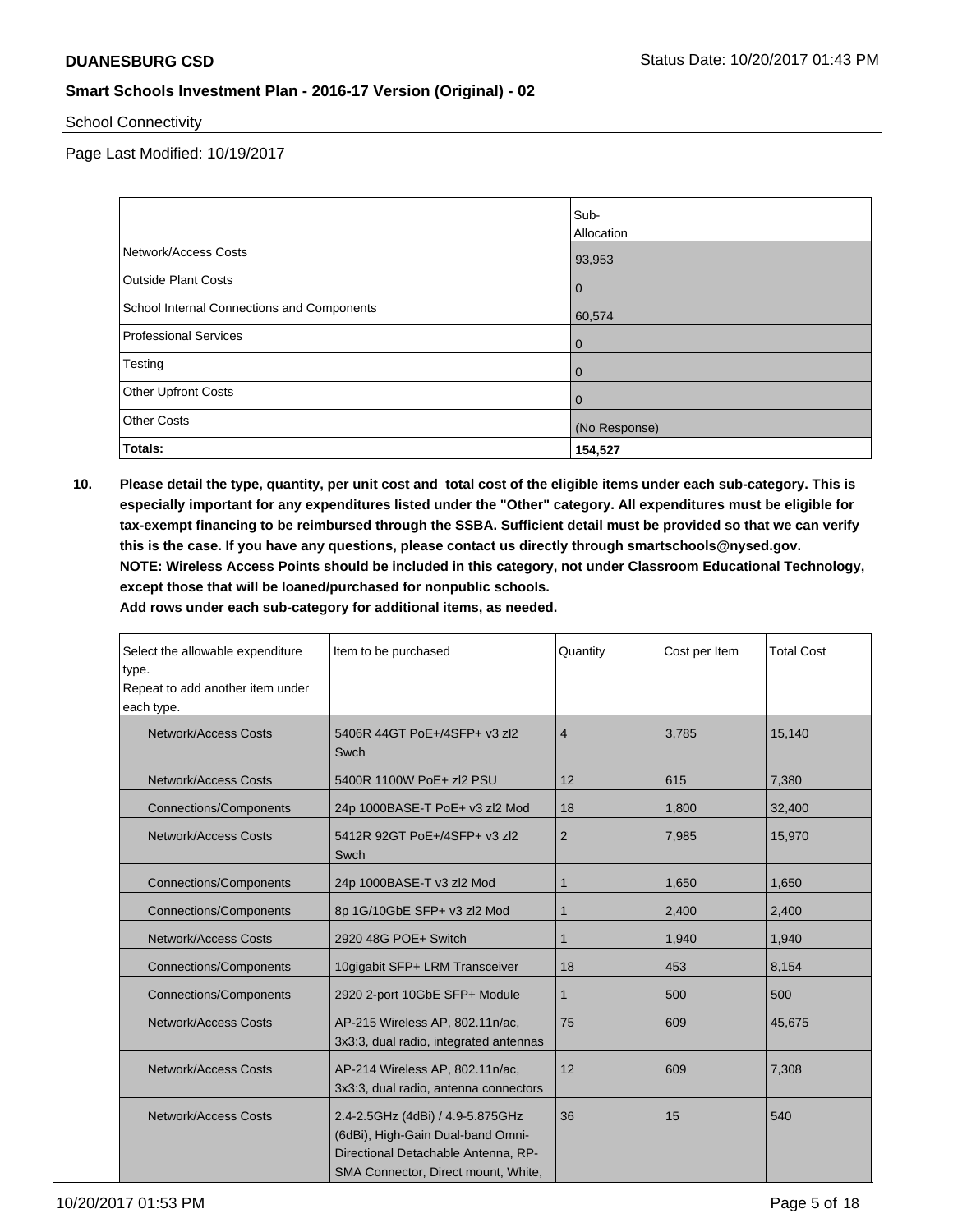School Connectivity

Page Last Modified: 10/19/2017

| | Sub-Allocation |
|---|---|
| Network/Access Costs | 93,953 |
| Outside Plant Costs | 0 |
| School Internal Connections and Components | 60,574 |
| Professional Services | 0 |
| Testing | 0 |
| Other Upfront Costs | 0 |
| Other Costs | (No Response) |
| **Totals:** | **154,527** |

**10. Please detail the type, quantity, per unit cost and total cost of the eligible items under each sub-category. This is especially important for any expenditures listed under the "Other" category. All expenditures must be eligible for tax-exempt financing to be reimbursed through the SSBA. Sufficient detail must be provided so that we can verify this is the case. If you have any questions, please contact us directly through smartschools@nysed.gov.**
**NOTE: Wireless Access Points should be included in this category, not under Classroom Educational Technology, except those that will be loaned/purchased for nonpublic schools.**
**Add rows under each sub-category for additional items, as needed.**

| Select the allowable expenditure type. Repeat to add another item under each type. | Item to be purchased | Quantity | Cost per Item | Total Cost |
|---|---|---|---|---|
| Network/Access Costs | 5406R 44GT PoE+/4SFP+ v3 zl2 Swch | 4 | 3,785 | 15,140 |
| Network/Access Costs | 5400R 1100W PoE+ zl2 PSU | 12 | 615 | 7,380 |
| Connections/Components | 24p 1000BASE-T PoE+ v3 zl2 Mod | 18 | 1,800 | 32,400 |
| Network/Access Costs | 5412R 92GT PoE+/4SFP+ v3 zl2 Swch | 2 | 7,985 | 15,970 |
| Connections/Components | 24p 1000BASE-T v3 zl2 Mod | 1 | 1,650 | 1,650 |
| Connections/Components | 8p 1G/10GbE SFP+ v3 zl2 Mod | 1 | 2,400 | 2,400 |
| Network/Access Costs | 2920 48G POE+ Switch | 1 | 1,940 | 1,940 |
| Connections/Components | 10gigabit SFP+ LRM Transceiver | 18 | 453 | 8,154 |
| Connections/Components | 2920 2-port 10GbE SFP+ Module | 1 | 500 | 500 |
| Network/Access Costs | AP-215 Wireless AP, 802.11n/ac, 3x3:3, dual radio, integrated antennas | 75 | 609 | 45,675 |
| Network/Access Costs | AP-214 Wireless AP, 802.11n/ac, 3x3:3, dual radio, antenna connectors | 12 | 609 | 7,308 |
| Network/Access Costs | 2.4-2.5GHz (4dBi) / 4.9-5.875GHz (6dBi), High-Gain Dual-band Omni-Directional Detachable Antenna, RP-SMA Connector, Direct mount, White, | 36 | 15 | 540 |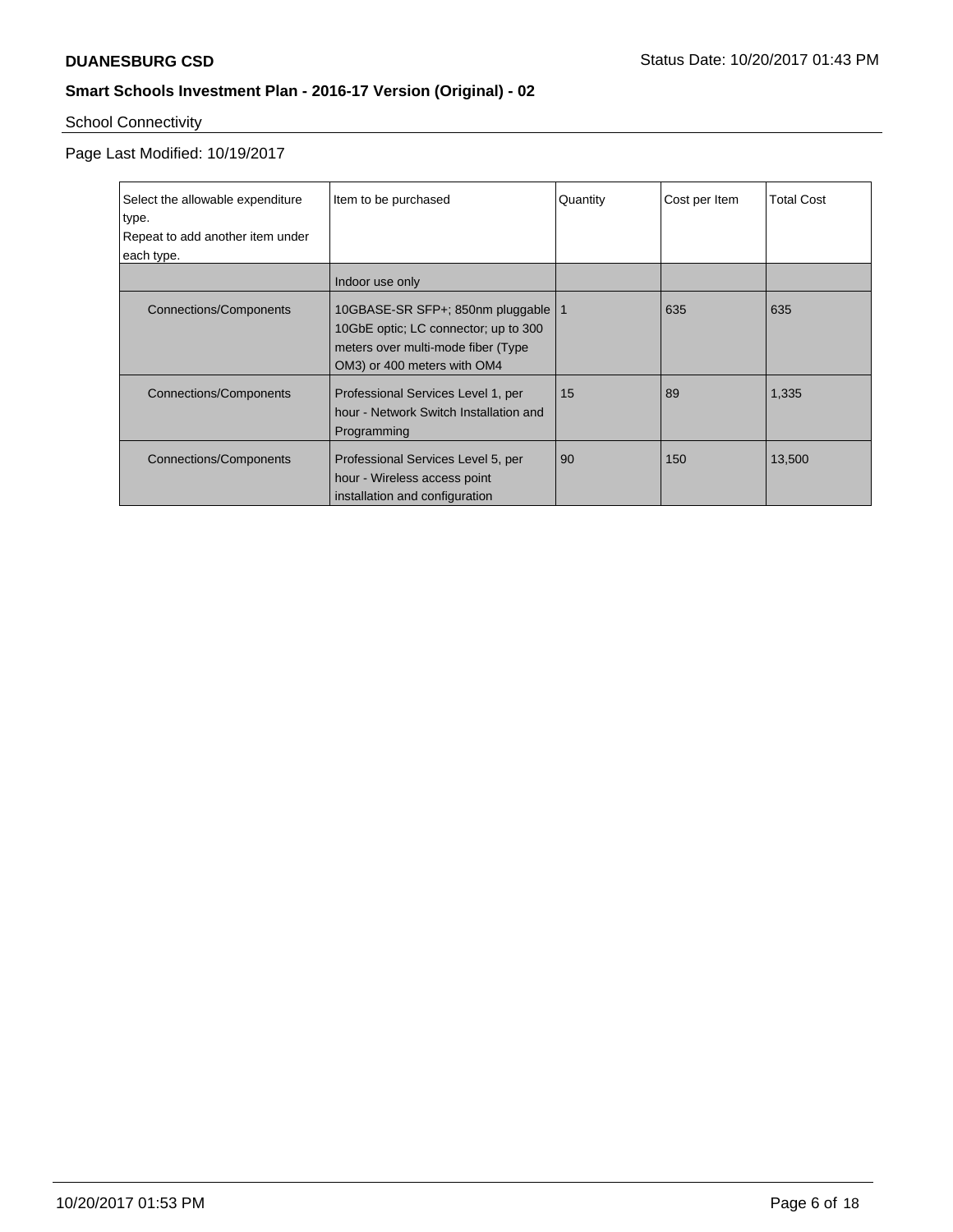School Connectivity

Page Last Modified: 10/19/2017

| Select the allowable expenditure type. Repeat to add another item under each type. | Item to be purchased | Quantity | Cost per Item | Total Cost |
|---|---|---|---|---|
| | Indoor use only | | | |
| Connections/Components | 10GBASE-SR SFP+; 850nm pluggable 10GbE optic; LC connector; up to 300 meters over multi-mode fiber (Type OM3) or 400 meters with OM4 | 1 | 635 | 635 |
| Connections/Components | Professional Services Level 1, per hour - Network Switch Installation and Programming | 15 | 89 | 1,335 |
| Connections/Components | Professional Services Level 5, per hour - Wireless access point installation and configuration | 90 | 150 | 13,500 |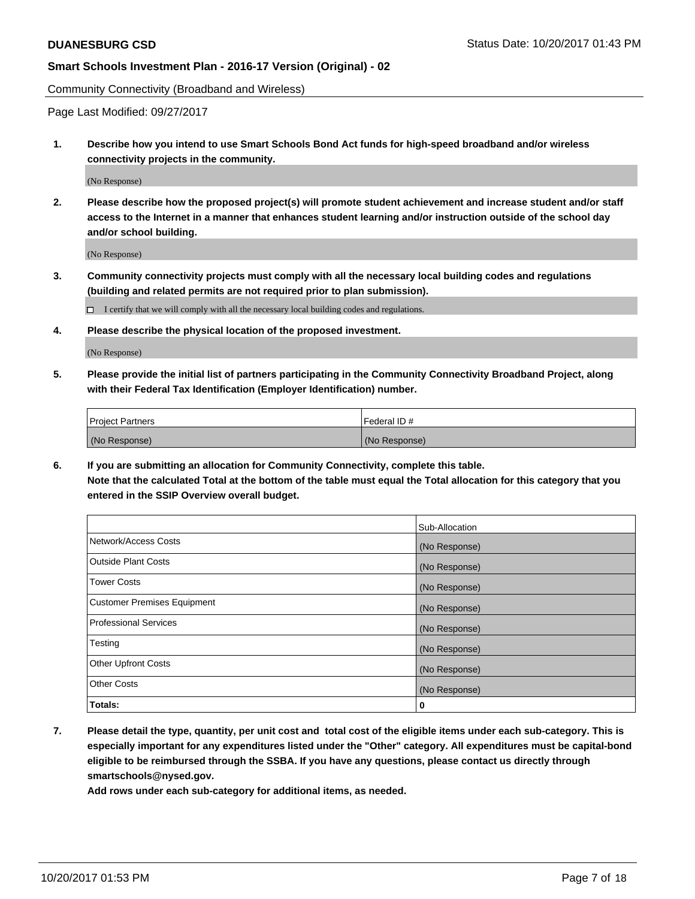Community Connectivity (Broadband and Wireless)

Page Last Modified: 09/27/2017

**1. Describe how you intend to use Smart Schools Bond Act funds for high-speed broadband and/or wireless connectivity projects in the community.**

(No Response)

**2. Please describe how the proposed project(s) will promote student achievement and increase student and/or staff access to the Internet in a manner that enhances student learning and/or instruction outside of the school day and/or school building.**

(No Response)

**3. Community connectivity projects must comply with all the necessary local building codes and regulations (building and related permits are not required prior to plan submission).**

☐ I certify that we will comply with all the necessary local building codes and regulations.

**4. Please describe the physical location of the proposed investment.**

(No Response)

**5. Please provide the initial list of partners participating in the Community Connectivity Broadband Project, along with their Federal Tax Identification (Employer Identification) number.**

| Project Partners | Federal ID # |
|---|---|
| (No Response) | (No Response) |

**6. If you are submitting an allocation for Community Connectivity, complete this table. Note that the calculated Total at the bottom of the table must equal the Total allocation for this category that you entered in the SSIP Overview overall budget.**

| | Sub-Allocation |
|---|---|
| Network/Access Costs | (No Response) |
| Outside Plant Costs | (No Response) |
| Tower Costs | (No Response) |
| Customer Premises Equipment | (No Response) |
| Professional Services | (No Response) |
| Testing | (No Response) |
| Other Upfront Costs | (No Response) |
| Other Costs | (No Response) |
| **Totals:** | **0** |

**7. Please detail the type, quantity, per unit cost and total cost of the eligible items under each sub-category. This is especially important for any expenditures listed under the "Other" category. All expenditures must be capital-bond eligible to be reimbursed through the SSBA. If you have any questions, please contact us directly through smartschools@nysed.gov.**

**Add rows under each sub-category for additional items, as needed.**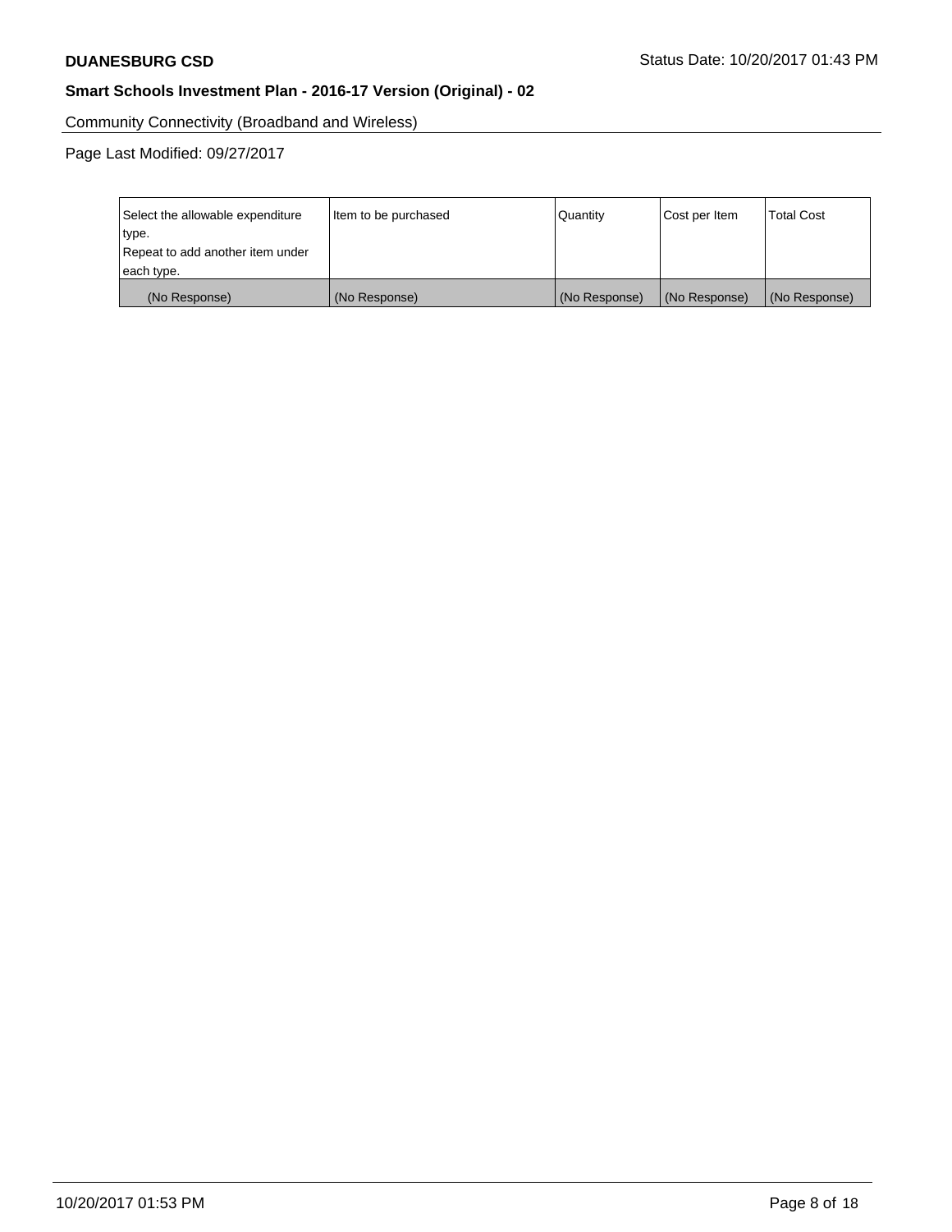Community Connectivity (Broadband and Wireless)

Page Last Modified: 09/27/2017

| Select the allowable expenditure type.<br>Repeat to add another item under each type. | Item to be purchased | Quantity | Cost per Item | Total Cost |
|---|---|---|---|---|
| (No Response) | (No Response) | (No Response) | (No Response) | (No Response) |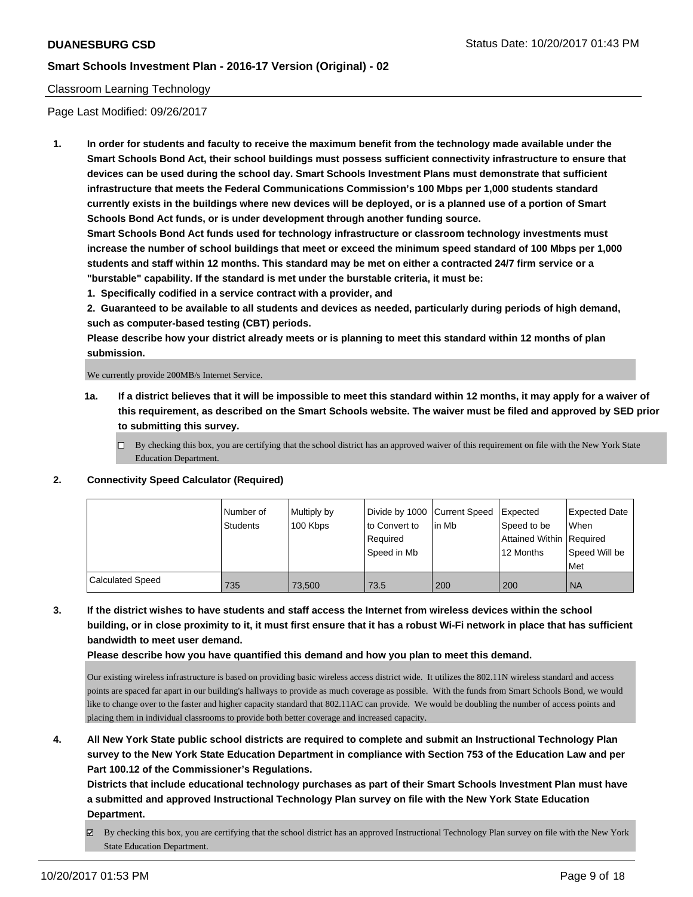Classroom Learning Technology

Page Last Modified: 09/26/2017

1. **In order for students and faculty to receive the maximum benefit from the technology made available under the Smart Schools Bond Act, their school buildings must possess sufficient connectivity infrastructure to ensure that devices can be used during the school day. Smart Schools Investment Plans must demonstrate that sufficient infrastructure that meets the Federal Communications Commission's 100 Mbps per 1,000 students standard currently exists in the buildings where new devices will be deployed, or is a planned use of a portion of Smart Schools Bond Act funds, or is under development through another funding source.**

   **Smart Schools Bond Act funds used for technology infrastructure or classroom technology investments must increase the number of school buildings that meet or exceed the minimum speed standard of 100 Mbps per 1,000 students and staff within 12 months. This standard may be met on either a contracted 24/7 firm service or a "burstable" capability. If the standard is met under the burstable criteria, it must be:**

   **1. Specifically codified in a service contract with a provider, and**

   **2. Guaranteed to be available to all students and devices as needed, particularly during periods of high demand, such as computer-based testing (CBT) periods.**

   **Please describe how your district already meets or is planning to meet this standard within 12 months of plan submission.**

   We currently provide 200MB/s Internet Service.

   **1a. If a district believes that it will be impossible to meet this standard within 12 months, it may apply for a waiver of this requirement, as described on the Smart Schools website. The waiver must be filed and approved by SED prior to submitting this survey.**

   ☐ By checking this box, you are certifying that the school district has an approved waiver of this requirement on file with the New York State Education Department.

2. **Connectivity Speed Calculator (Required)**

| | Number of Students | Multiply by 100 Kbps | Divide by 1000 to Convert to Required Speed in Mb | Current Speed in Mb | Expected Speed to be Attained Within 12 Months | Expected Date When Required Speed Will be Met |
|---|---|---|---|---|---|---|
| Calculated Speed | 735 | 73,500 | 73.5 | 200 | 200 | NA |

3. **If the district wishes to have students and staff access the Internet from wireless devices within the school building, or in close proximity to it, it must first ensure that it has a robust Wi-Fi network in place that has sufficient bandwidth to meet user demand.**

   **Please describe how you have quantified this demand and how you plan to meet this demand.**

   Our existing wireless infrastructure is based on providing basic wireless access district wide. It utilizes the 802.11N wireless standard and access points are spaced far apart in our building's hallways to provide as much coverage as possible. With the funds from Smart Schools Bond, we would like to change over to the faster and higher capacity standard that 802.11AC can provide. We would be doubling the number of access points and placing them in individual classrooms to provide both better coverage and increased capacity.

4. **All New York State public school districts are required to complete and submit an Instructional Technology Plan survey to the New York State Education Department in compliance with Section 753 of the Education Law and per Part 100.12 of the Commissioner's Regulations.**

   **Districts that include educational technology purchases as part of their Smart Schools Investment Plan must have a submitted and approved Instructional Technology Plan survey on file with the New York State Education Department.**

   ☑ By checking this box, you are certifying that the school district has an approved Instructional Technology Plan survey on file with the New York State Education Department.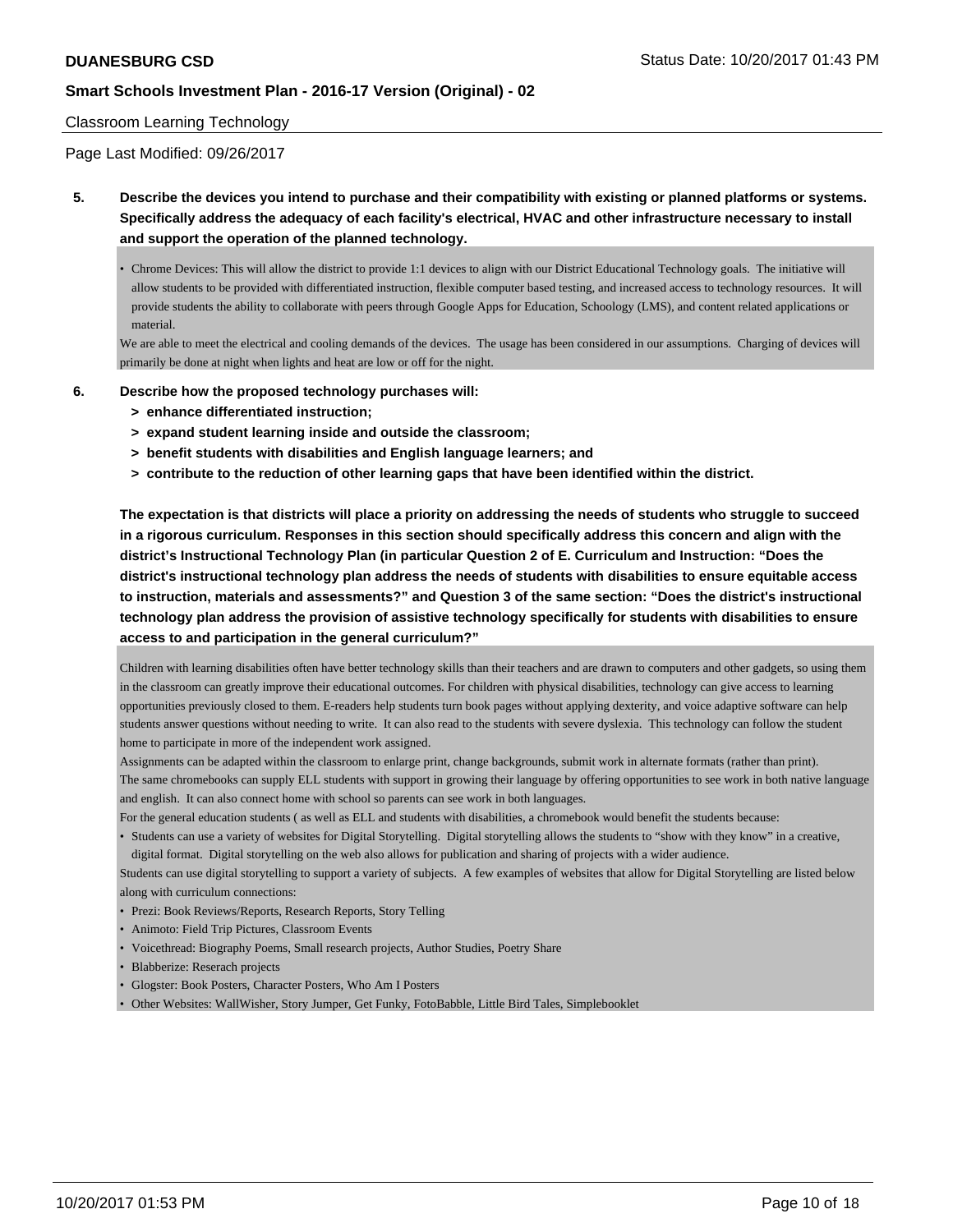Classroom Learning Technology

Page Last Modified: 09/26/2017

**5. Describe the devices you intend to purchase and their compatibility with existing or planned platforms or systems. Specifically address the adequacy of each facility's electrical, HVAC and other infrastructure necessary to install and support the operation of the planned technology.**

- Chrome Devices: This will allow the district to provide 1:1 devices to align with our District Educational Technology goals. The initiative will allow students to be provided with differentiated instruction, flexible computer based testing, and increased access to technology resources. It will provide students the ability to collaborate with peers through Google Apps for Education, Schoology (LMS), and content related applications or material.

We are able to meet the electrical and cooling demands of the devices. The usage has been considered in our assumptions. Charging of devices will primarily be done at night when lights and heat are low or off for the night.

**6. Describe how the proposed technology purchases will:**

**> enhance differentiated instruction;**

**> expand student learning inside and outside the classroom;**

**> benefit students with disabilities and English language learners; and**

**> contribute to the reduction of other learning gaps that have been identified within the district.**

**The expectation is that districts will place a priority on addressing the needs of students who struggle to succeed in a rigorous curriculum. Responses in this section should specifically address this concern and align with the district's Instructional Technology Plan (in particular Question 2 of E. Curriculum and Instruction: "Does the district's instructional technology plan address the needs of students with disabilities to ensure equitable access to instruction, materials and assessments?" and Question 3 of the same section: "Does the district's instructional technology plan address the provision of assistive technology specifically for students with disabilities to ensure access to and participation in the general curriculum?"**

Children with learning disabilities often have better technology skills than their teachers and are drawn to computers and other gadgets, so using them in the classroom can greatly improve their educational outcomes. For children with physical disabilities, technology can give access to learning opportunities previously closed to them. E-readers help students turn book pages without applying dexterity, and voice adaptive software can help students answer questions without needing to write. It can also read to the students with severe dyslexia. This technology can follow the student home to participate in more of the independent work assigned.

Assignments can be adapted within the classroom to enlarge print, change backgrounds, submit work in alternate formats (rather than print).

The same chromebooks can supply ELL students with support in growing their language by offering opportunities to see work in both native language and english. It can also connect home with school so parents can see work in both languages.

For the general education students ( as well as ELL and students with disabilities, a chromebook would benefit the students because:

- Students can use a variety of websites for Digital Storytelling. Digital storytelling allows the students to "show with they know" in a creative, digital format. Digital storytelling on the web also allows for publication and sharing of projects with a wider audience.

Students can use digital storytelling to support a variety of subjects. A few examples of websites that allow for Digital Storytelling are listed below along with curriculum connections:

- Prezi: Book Reviews/Reports, Research Reports, Story Telling
- Animoto: Field Trip Pictures, Classroom Events
- Voicethread: Biography Poems, Small research projects, Author Studies, Poetry Share
- Blabberize: Reserach projects
- Glogster: Book Posters, Character Posters, Who Am I Posters
- Other Websites: WallWisher, Story Jumper, Get Funky, FotoBabble, Little Bird Tales, Simplebooklet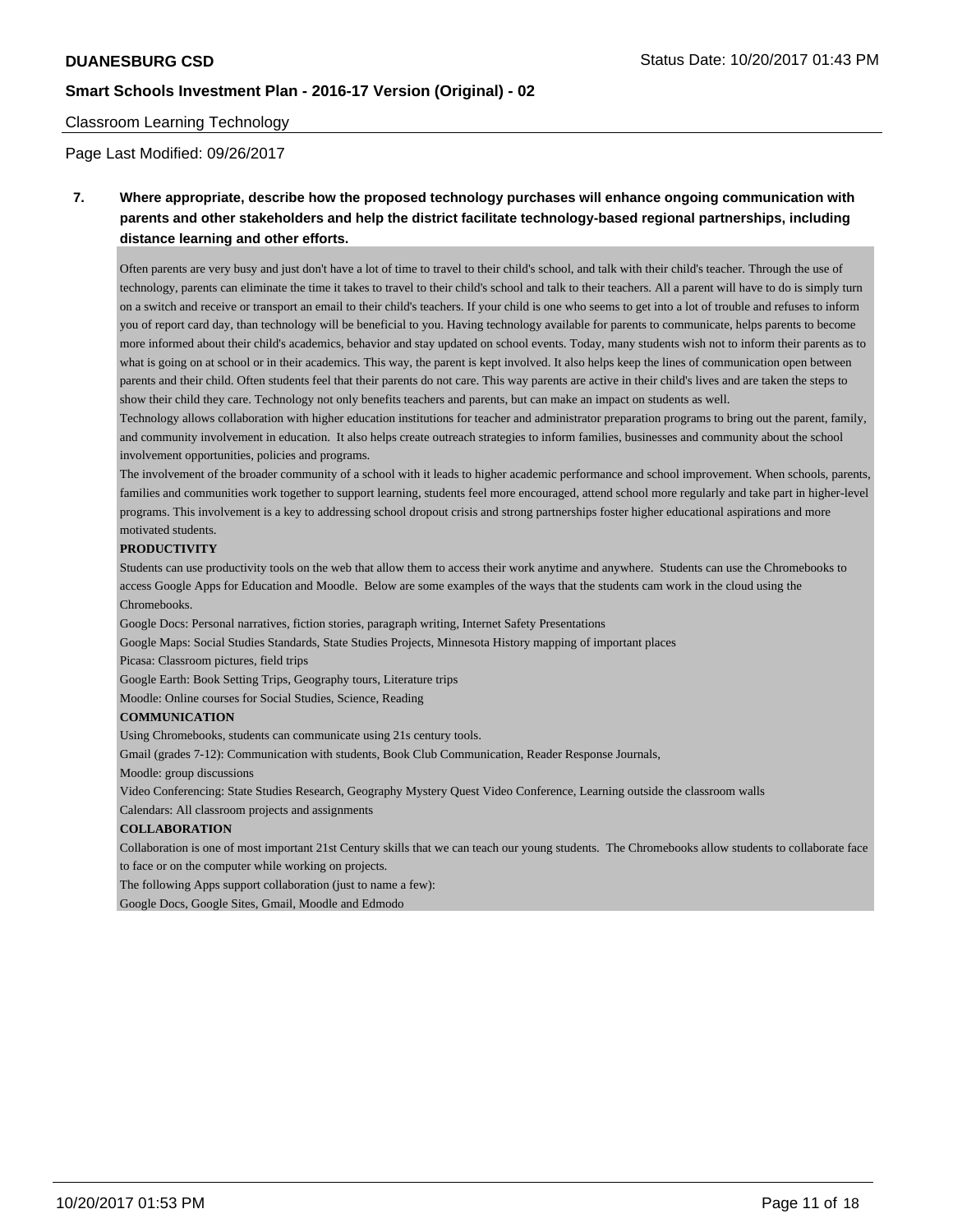Classroom Learning Technology

Page Last Modified: 09/26/2017

**7. Where appropriate, describe how the proposed technology purchases will enhance ongoing communication with parents and other stakeholders and help the district facilitate technology-based regional partnerships, including distance learning and other efforts.**

Often parents are very busy and just don't have a lot of time to travel to their child's school, and talk with their child's teacher. Through the use of technology, parents can eliminate the time it takes to travel to their child's school and talk to their teachers. All a parent will have to do is simply turn on a switch and receive or transport an email to their child's teachers. If your child is one who seems to get into a lot of trouble and refuses to inform you of report card day, than technology will be beneficial to you. Having technology available for parents to communicate, helps parents to become more informed about their child's academics, behavior and stay updated on school events. Today, many students wish not to inform their parents as to what is going on at school or in their academics. This way, the parent is kept involved. It also helps keep the lines of communication open between parents and their child. Often students feel that their parents do not care. This way parents are active in their child's lives and are taken the steps to show their child they care. Technology not only benefits teachers and parents, but can make an impact on students as well.

Technology allows collaboration with higher education institutions for teacher and administrator preparation programs to bring out the parent, family, and community involvement in education. It also helps create outreach strategies to inform families, businesses and community about the school involvement opportunities, policies and programs.

The involvement of the broader community of a school with it leads to higher academic performance and school improvement. When schools, parents, families and communities work together to support learning, students feel more encouraged, attend school more regularly and take part in higher-level programs. This involvement is a key to addressing school dropout crisis and strong partnerships foster higher educational aspirations and more motivated students.

**PRODUCTIVITY**

Students can use productivity tools on the web that allow them to access their work anytime and anywhere. Students can use the Chromebooks to access Google Apps for Education and Moodle. Below are some examples of the ways that the students cam work in the cloud using the Chromebooks.

Google Docs: Personal narratives, fiction stories, paragraph writing, Internet Safety Presentations

Google Maps: Social Studies Standards, State Studies Projects, Minnesota History mapping of important places

Picasa: Classroom pictures, field trips

Google Earth: Book Setting Trips, Geography tours, Literature trips

Moodle: Online courses for Social Studies, Science, Reading

**COMMUNICATION**

Using Chromebooks, students can communicate using 21s century tools.

Gmail (grades 7-12): Communication with students, Book Club Communication, Reader Response Journals,

Moodle: group discussions

Video Conferencing: State Studies Research, Geography Mystery Quest Video Conference, Learning outside the classroom walls

Calendars: All classroom projects and assignments

**COLLABORATION**

Collaboration is one of most important 21st Century skills that we can teach our young students. The Chromebooks allow students to collaborate face to face or on the computer while working on projects.

The following Apps support collaboration (just to name a few):

Google Docs, Google Sites, Gmail, Moodle and Edmodo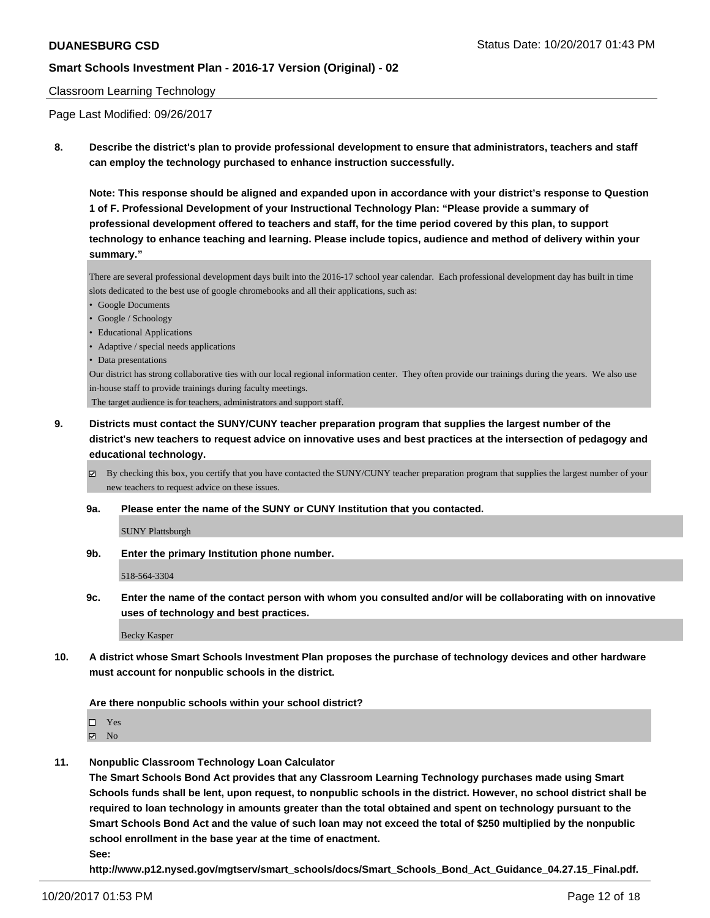Classroom Learning Technology

Page Last Modified: 09/26/2017

**8. Describe the district's plan to provide professional development to ensure that administrators, teachers and staff can employ the technology purchased to enhance instruction successfully.**

**Note: This response should be aligned and expanded upon in accordance with your district's response to Question 1 of F. Professional Development of your Instructional Technology Plan: "Please provide a summary of professional development offered to teachers and staff, for the time period covered by this plan, to support technology to enhance teaching and learning. Please include topics, audience and method of delivery within your summary."**

There are several professional development days built into the 2016-17 school year calendar. Each professional development day has built in time slots dedicated to the best use of google chromebooks and all their applications, such as:

- Google Documents
- Google / Schoology
- Educational Applications
- Adaptive / special needs applications
- Data presentations

Our district has strong collaborative ties with our local regional information center. They often provide our trainings during the years. We also use in-house staff to provide trainings during faculty meetings.

The target audience is for teachers, administrators and support staff.

**9. Districts must contact the SUNY/CUNY teacher preparation program that supplies the largest number of the district's new teachers to request advice on innovative uses and best practices at the intersection of pedagogy and educational technology.**

☑ By checking this box, you certify that you have contacted the SUNY/CUNY teacher preparation program that supplies the largest number of your new teachers to request advice on these issues.

**9a. Please enter the name of the SUNY or CUNY Institution that you contacted.**

SUNY Plattsburgh

**9b. Enter the primary Institution phone number.**

518-564-3304

**9c. Enter the name of the contact person with whom you consulted and/or will be collaborating with on innovative uses of technology and best practices.**

Becky Kasper

**10. A district whose Smart Schools Investment Plan proposes the purchase of technology devices and other hardware must account for nonpublic schools in the district.**

**Are there nonpublic schools within your school district?**

☐ Yes
☑ No

**11. Nonpublic Classroom Technology Loan Calculator**

**The Smart Schools Bond Act provides that any Classroom Learning Technology purchases made using Smart Schools funds shall be lent, upon request, to nonpublic schools in the district. However, no school district shall be required to loan technology in amounts greater than the total obtained and spent on technology pursuant to the Smart Schools Bond Act and the value of such loan may not exceed the total of $250 multiplied by the nonpublic school enrollment in the base year at the time of enactment.**

**See:**

**http://www.p12.nysed.gov/mgtserv/smart_schools/docs/Smart_Schools_Bond_Act_Guidance_04.27.15_Final.pdf.**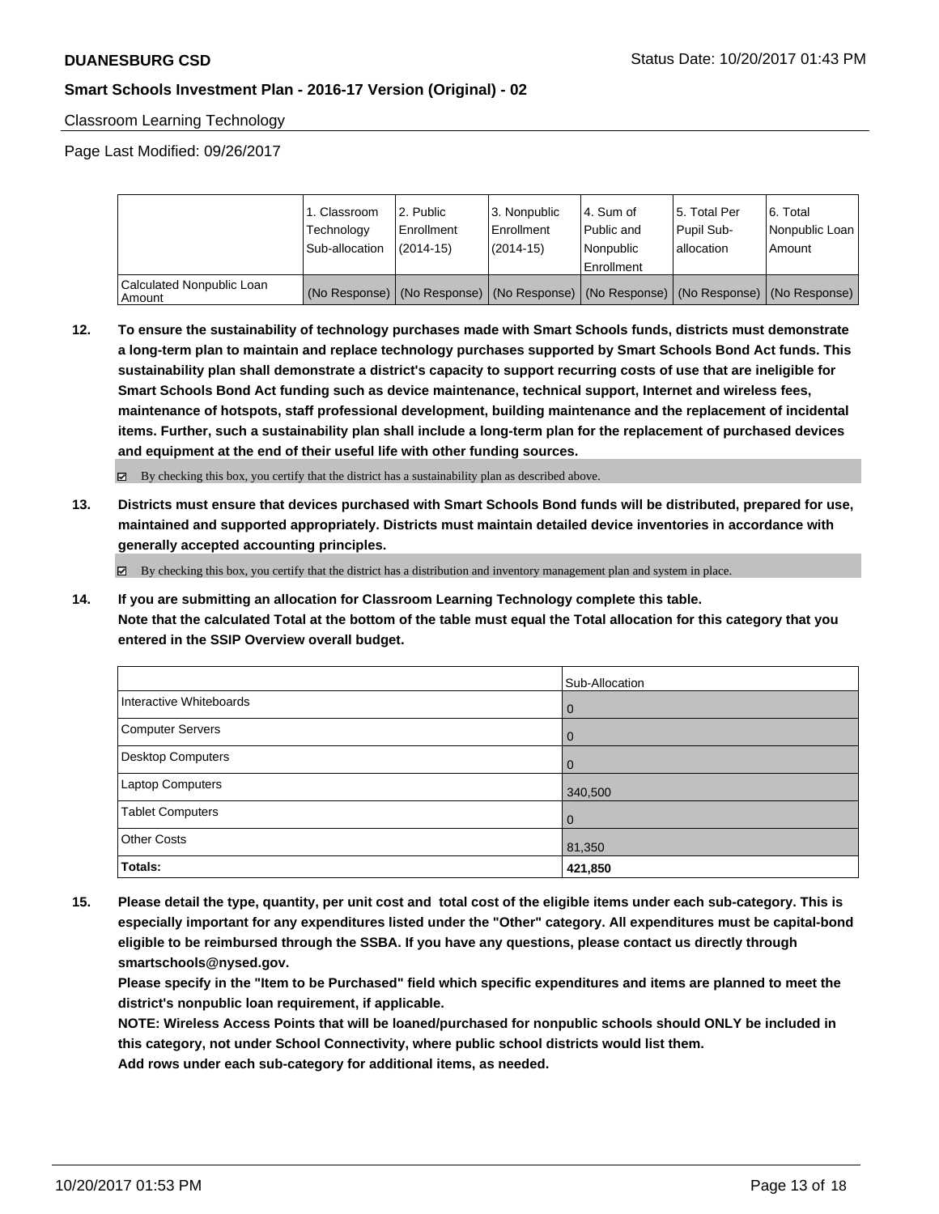Classroom Learning Technology

Page Last Modified: 09/26/2017

| | 1. Classroom Technology Sub-allocation | 2. Public Enrollment (2014-15) | 3. Nonpublic Enrollment (2014-15) | 4. Sum of Public and Nonpublic Enrollment | 5. Total Per Pupil Sub-allocation | 6. Total Nonpublic Loan Amount |
|---|---|---|---|---|---|---|
| Calculated Nonpublic Loan Amount | (No Response) | (No Response) | (No Response) | (No Response) | (No Response) | (No Response) |

**12. To ensure the sustainability of technology purchases made with Smart Schools funds, districts must demonstrate a long-term plan to maintain and replace technology purchases supported by Smart Schools Bond Act funds. This sustainability plan shall demonstrate a district's capacity to support recurring costs of use that are ineligible for Smart Schools Bond Act funding such as device maintenance, technical support, Internet and wireless fees, maintenance of hotspots, staff professional development, building maintenance and the replacement of incidental items. Further, such a sustainability plan shall include a long-term plan for the replacement of purchased devices and equipment at the end of their useful life with other funding sources.**

☑ By checking this box, you certify that the district has a sustainability plan as described above.

**13. Districts must ensure that devices purchased with Smart Schools Bond funds will be distributed, prepared for use, maintained and supported appropriately. Districts must maintain detailed device inventories in accordance with generally accepted accounting principles.**

☑ By checking this box, you certify that the district has a distribution and inventory management plan and system in place.

**14. If you are submitting an allocation for Classroom Learning Technology complete this table.**
**Note that the calculated Total at the bottom of the table must equal the Total allocation for this category that you entered in the SSIP Overview overall budget.**

| | Sub-Allocation |
|---|---|
| Interactive Whiteboards | 0 |
| Computer Servers | 0 |
| Desktop Computers | 0 |
| Laptop Computers | 340,500 |
| Tablet Computers | 0 |
| Other Costs | 81,350 |
| **Totals:** | **421,850** |

**15. Please detail the type, quantity, per unit cost and total cost of the eligible items under each sub-category. This is especially important for any expenditures listed under the "Other" category. All expenditures must be capital-bond eligible to be reimbursed through the SSBA. If you have any questions, please contact us directly through smartschools@nysed.gov.**
**Please specify in the "Item to be Purchased" field which specific expenditures and items are planned to meet the district's nonpublic loan requirement, if applicable.**
**NOTE: Wireless Access Points that will be loaned/purchased for nonpublic schools should ONLY be included in this category, not under School Connectivity, where public school districts would list them.**
**Add rows under each sub-category for additional items, as needed.**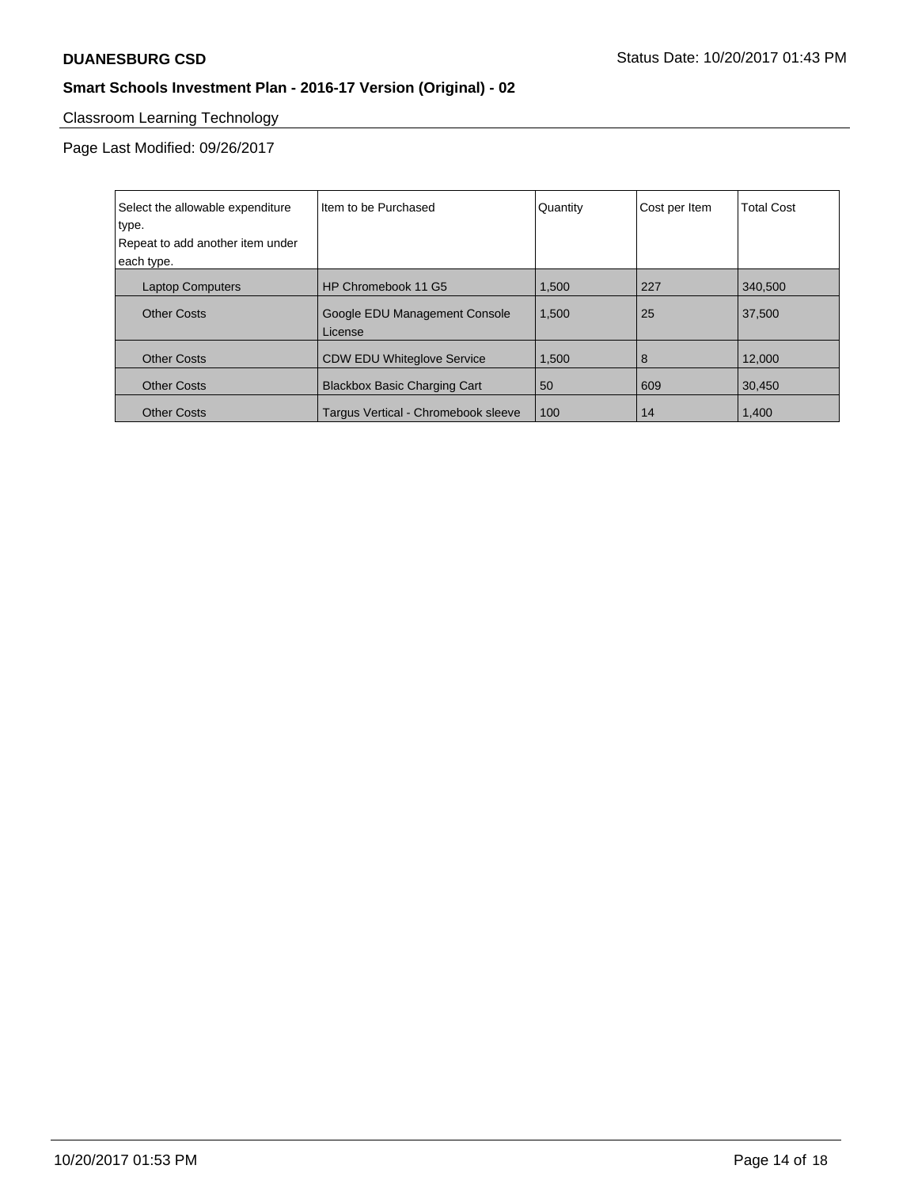## Classroom Learning Technology

Page Last Modified: 09/26/2017

| Select the allowable expenditure type.<br>Repeat to add another item under each type. | Item to be Purchased | Quantity | Cost per Item | Total Cost |
|---|---|---|---|---|
| Laptop Computers | HP Chromebook 11 G5 | 1,500 | 227 | 340,500 |
| Other Costs | Google EDU Management Console License | 1,500 | 25 | 37,500 |
| Other Costs | CDW EDU Whiteglove Service | 1,500 | 8 | 12,000 |
| Other Costs | Blackbox Basic Charging Cart | 50 | 609 | 30,450 |
| Other Costs | Targus Vertical - Chromebook sleeve | 100 | 14 | 1,400 |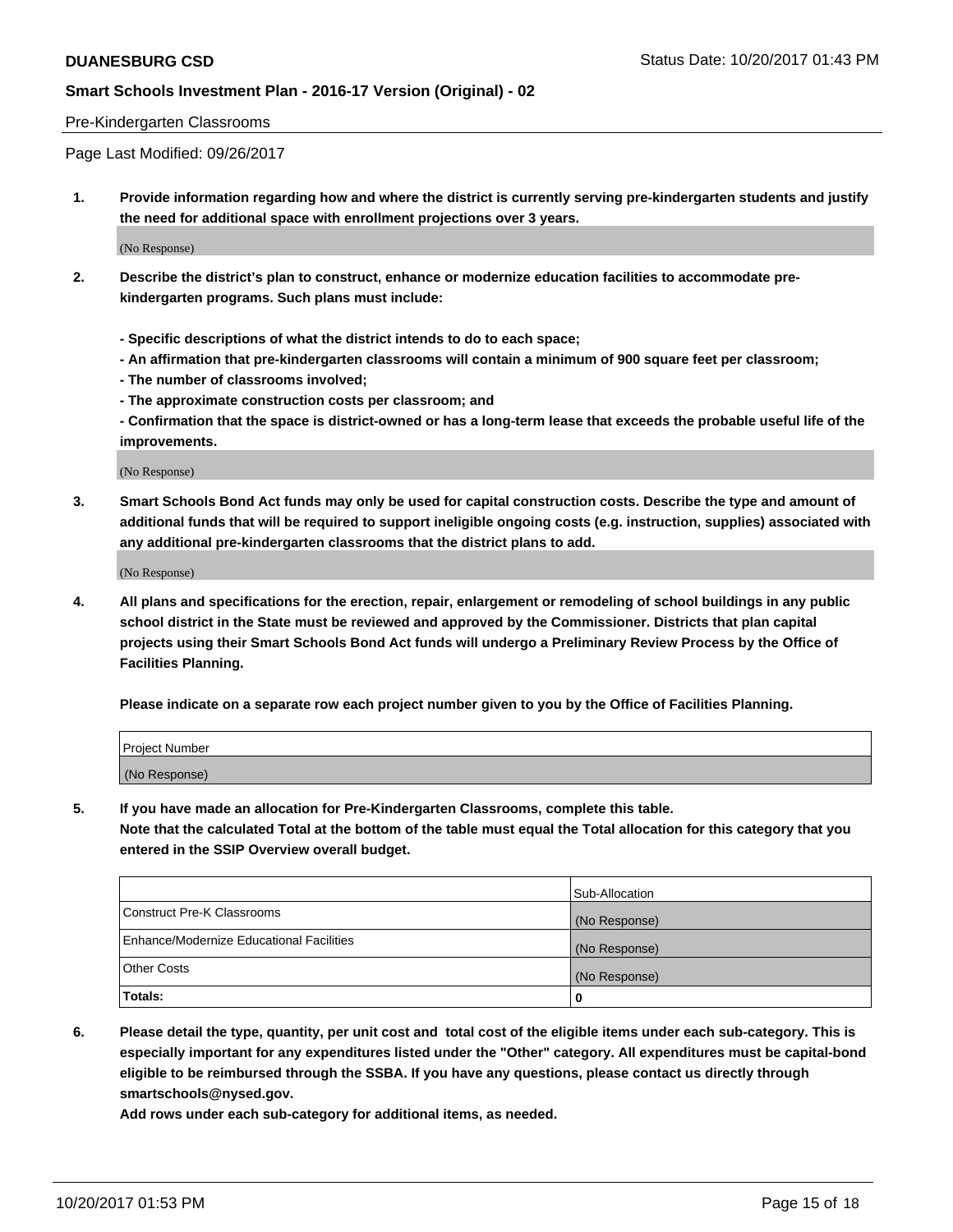Pre-Kindergarten Classrooms

Page Last Modified: 09/26/2017

**1. Provide information regarding how and where the district is currently serving pre-kindergarten students and justify the need for additional space with enrollment projections over 3 years.**

(No Response)

**2. Describe the district's plan to construct, enhance or modernize education facilities to accommodate pre-kindergarten programs. Such plans must include:**

**- Specific descriptions of what the district intends to do to each space;**
**- An affirmation that pre-kindergarten classrooms will contain a minimum of 900 square feet per classroom;**
**- The number of classrooms involved;**
**- The approximate construction costs per classroom; and**
**- Confirmation that the space is district-owned or has a long-term lease that exceeds the probable useful life of the improvements.**

(No Response)

**3. Smart Schools Bond Act funds may only be used for capital construction costs. Describe the type and amount of additional funds that will be required to support ineligible ongoing costs (e.g. instruction, supplies) associated with any additional pre-kindergarten classrooms that the district plans to add.**

(No Response)

**4. All plans and specifications for the erection, repair, enlargement or remodeling of school buildings in any public school district in the State must be reviewed and approved by the Commissioner. Districts that plan capital projects using their Smart Schools Bond Act funds will undergo a Preliminary Review Process by the Office of Facilities Planning.**

**Please indicate on a separate row each project number given to you by the Office of Facilities Planning.**

| Project Number |
| --- |
| (No Response) |

**5. If you have made an allocation for Pre-Kindergarten Classrooms, complete this table.**
**Note that the calculated Total at the bottom of the table must equal the Total allocation for this category that you entered in the SSIP Overview overall budget.**

| | Sub-Allocation |
| --- | --- |
| Construct Pre-K Classrooms | (No Response) |
| Enhance/Modernize Educational Facilities | (No Response) |
| Other Costs | (No Response) |
| **Totals:** | **0** |

**6. Please detail the type, quantity, per unit cost and total cost of the eligible items under each sub-category. This is especially important for any expenditures listed under the "Other" category. All expenditures must be capital-bond eligible to be reimbursed through the SSBA. If you have any questions, please contact us directly through smartschools@nysed.gov.**

**Add rows under each sub-category for additional items, as needed.**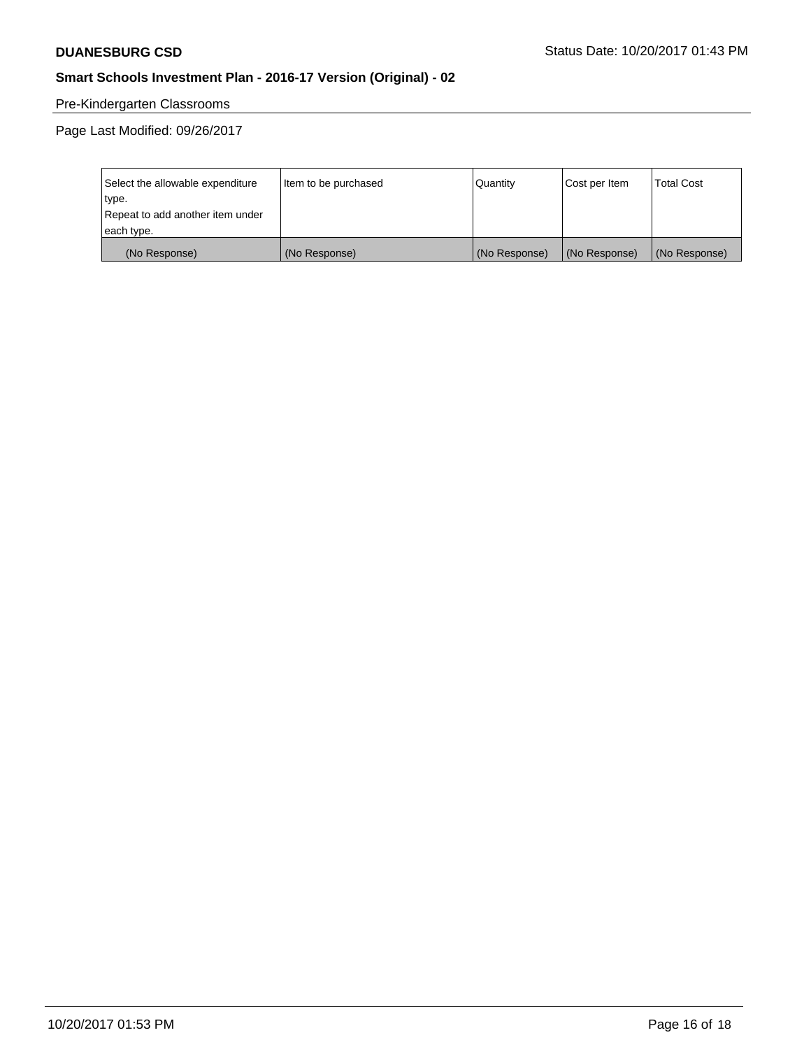Pre-Kindergarten Classrooms

Page Last Modified: 09/26/2017

| Select the allowable expenditure type. Repeat to add another item under each type. | Item to be purchased | Quantity | Cost per Item | Total Cost |
|---|---|---|---|---|
| (No Response) | (No Response) | (No Response) | (No Response) | (No Response) |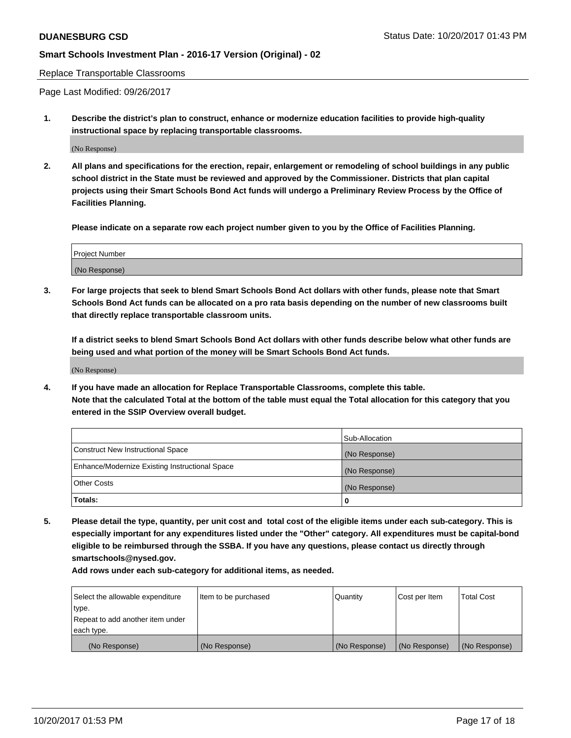Replace Transportable Classrooms

Page Last Modified: 09/26/2017

**1. Describe the district's plan to construct, enhance or modernize education facilities to provide high-quality instructional space by replacing transportable classrooms.**

(No Response)

**2. All plans and specifications for the erection, repair, enlargement or remodeling of school buildings in any public school district in the State must be reviewed and approved by the Commissioner. Districts that plan capital projects using their Smart Schools Bond Act funds will undergo a Preliminary Review Process by the Office of Facilities Planning.**

**Please indicate on a separate row each project number given to you by the Office of Facilities Planning.**

| Project Number |
|---|
| (No Response) |

**3. For large projects that seek to blend Smart Schools Bond Act dollars with other funds, please note that Smart Schools Bond Act funds can be allocated on a pro rata basis depending on the number of new classrooms built that directly replace transportable classroom units.**

**If a district seeks to blend Smart Schools Bond Act dollars with other funds describe below what other funds are being used and what portion of the money will be Smart Schools Bond Act funds.**

(No Response)

**4. If you have made an allocation for Replace Transportable Classrooms, complete this table. Note that the calculated Total at the bottom of the table must equal the Total allocation for this category that you entered in the SSIP Overview overall budget.**

| | Sub-Allocation |
|---|---|
| Construct New Instructional Space | (No Response) |
| Enhance/Modernize Existing Instructional Space | (No Response) |
| Other Costs | (No Response) |
| **Totals:** | **0** |

**5. Please detail the type, quantity, per unit cost and total cost of the eligible items under each sub-category. This is especially important for any expenditures listed under the "Other" category. All expenditures must be capital-bond eligible to be reimbursed through the SSBA. If you have any questions, please contact us directly through smartschools@nysed.gov.**

**Add rows under each sub-category for additional items, as needed.**

| Select the allowable expenditure type. Repeat to add another item under each type. | Item to be purchased | Quantity | Cost per Item | Total Cost |
|---|---|---|---|---|
| (No Response) | (No Response) | (No Response) | (No Response) | (No Response) |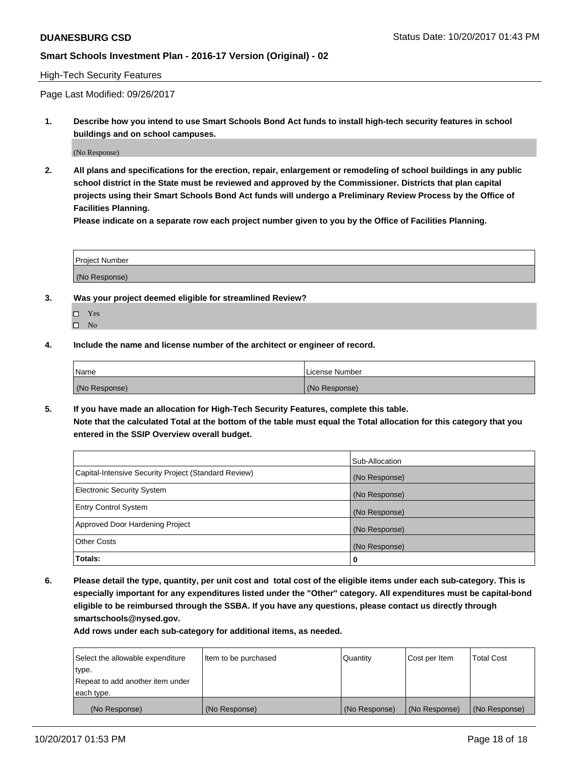High-Tech Security Features

Page Last Modified: 09/26/2017

1. **Describe how you intend to use Smart Schools Bond Act funds to install high-tech security features in school buildings and on school campuses.**

   (No Response)

2. **All plans and specifications for the erection, repair, enlargement or remodeling of school buildings in any public school district in the State must be reviewed and approved by the Commissioner. Districts that plan capital projects using their Smart Schools Bond Act funds will undergo a Preliminary Review Process by the Office of Facilities Planning.**

   **Please indicate on a separate row each project number given to you by the Office of Facilities Planning.**

| Project Number |
| --- |
| (No Response) |

3. **Was your project deemed eligible for streamlined Review?**

   - ☐ Yes
   - ☐ No

4. **Include the name and license number of the architect or engineer of record.**

| Name | License Number |
| --- | --- |
| (No Response) | (No Response) |

5. **If you have made an allocation for High-Tech Security Features, complete this table.**
   **Note that the calculated Total at the bottom of the table must equal the Total allocation for this category that you entered in the SSIP Overview overall budget.**

| | Sub-Allocation |
| --- | --- |
| Capital-Intensive Security Project (Standard Review) | (No Response) |
| Electronic Security System | (No Response) |
| Entry Control System | (No Response) |
| Approved Door Hardening Project | (No Response) |
| Other Costs | (No Response) |
| **Totals:** | **0** |

6. **Please detail the type, quantity, per unit cost and total cost of the eligible items under each sub-category. This is especially important for any expenditures listed under the "Other" category. All expenditures must be capital-bond eligible to be reimbursed through the SSBA. If you have any questions, please contact us directly through smartschools@nysed.gov.**

   **Add rows under each sub-category for additional items, as needed.**

| Select the allowable expenditure type. Repeat to add another item under each type. | Item to be purchased | Quantity | Cost per Item | Total Cost |
| --- | --- | --- | --- | --- |
| (No Response) | (No Response) | (No Response) | (No Response) | (No Response) |